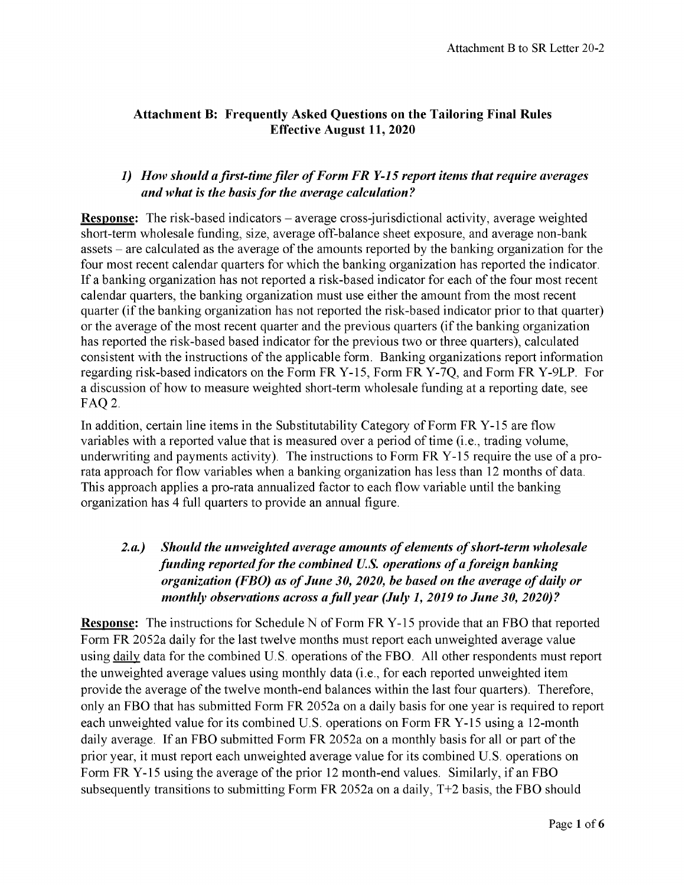## Attachment B: Frequently Asked Questions on the Tailoring Final Rules Effective August 11, 2020

### 1) *How should a first-time filer of Form FR Y-15 report items that require averages and what is the basis for the average calculation?*

**Response:** The risk-based indicators – average cross-jurisdictional activity, average weighted short-term wholesale funding, size, average off-balance sheet exposure, and average non-bank assets – are calculated as the average of the amounts reported by the banking organization for the four most recent calendar quarters for which the banking organization has reported the indicator. If a banking organization has not reported a risk-based indicator for each of the four most recent calendar quarters, the banking organization must use either the amount from the most recent quarter (if the banking organization has not reported the risk-based indicator prior to that quarter) or the average of the most recent quarter and the previous quarters (if the banking organization has reported the risk-based based indicator for the previous two or three quarters), calculated consistent with the instructions of the applicable form. Banking organizations report information regarding risk-based indicators on the Form FR Y-15, Form FR Y-7Q, and Form FR Y-9LP. For a discussion of how to measure weighted short-term wholesale funding at a reporting date, see FAQ 2.

In addition, certain line items in the Substitutability Category of Form FR Y-15 are flow variables with a reported value that is measured over a period of time (i.e., trading volume, underwriting and payments activity). The instructions to Form FR Y-15 require the use of a pro-rata approach for flow variables when a banking organization has less than 12 months of data. This approach applies a pro-rata annualized factor to each flow variable until the banking organization has 4 full quarters to provide an annual figure.

### 2.a.) *Should the unweighted average amounts of elements of short-term wholesale funding reported for the combined U.S. operations of a foreign banking organization (FBO) as of June 30, 2020, be based on the average of daily or monthly observations across a full year (July 1, 2019 to June 30, 2020)?*

**Response:** The instructions for Schedule N of Form FR Y-15 provide that an FBO that reported Form FR 2052a daily for the last twelve months must report each unweighted average value using daily data for the combined U.S. operations of the FBO. All other respondents must report the unweighted average values using monthly data (i.e., for each reported unweighted item provide the average of the twelve month-end balances within the last four quarters). Therefore, only an FBO that has submitted Form FR 2052a on a daily basis for one year is required to report each unweighted value for its combined U.S. operations on Form FR Y-15 using a 12-month daily average. If an FBO submitted Form FR 2052a on a monthly basis for all or part of the prior year, it must report each unweighted average value for its combined U.S. operations on Form FR Y-15 using the average of the prior 12 month-end values. Similarly, if an FBO subsequently transitions to submitting Form FR 2052a on a daily, T+2 basis, the FBO should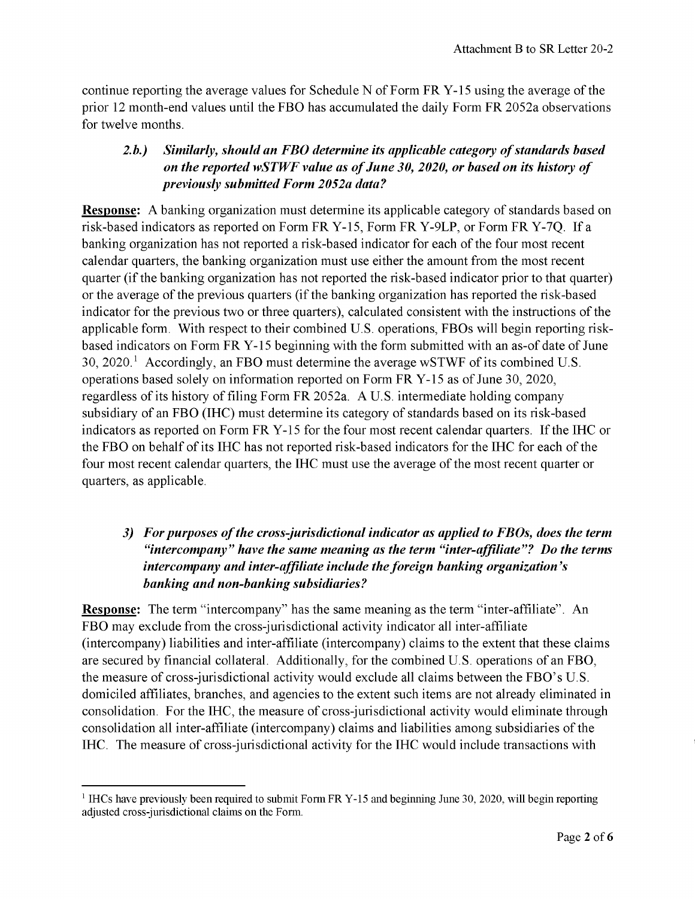continue reporting the average values for Schedule N of Form FR Y-15 using the average of the prior 12 month-end values until the FBO has accumulated the daily Form FR 2052a observations for twelve months.

### *2.b.) Similarly, should an FBO determine its applicable category of standards based on the reported wSTWF value as of June 30, 2020, or based on its history of previously submitted Form 2052a data?*

**Response:** A banking organization must determine its applicable category of standards based on risk-based indicators as reported on Form FR Y-15, Form FR Y-9LP, or Form FR Y-7Q. If a banking organization has not reported a risk-based indicator for each of the four most recent calendar quarters, the banking organization must use either the amount from the most recent quarter (if the banking organization has not reported the risk-based indicator prior to that quarter) or the average of the previous quarters (if the banking organization has reported the risk-based indicator for the previous two or three quarters), calculated consistent with the instructions of the applicable form. With respect to their combined U.S. operations, FBOs will begin reporting risk-based indicators on Form FR Y-15 beginning with the form submitted with an as-of date of June 30, 2020.[1] Accordingly, an FBO must determine the average wSTWF of its combined U.S. operations based solely on information reported on Form FR Y-15 as of June 30, 2020, regardless of its history of filing Form FR 2052a. A U.S. intermediate holding company subsidiary of an FBO (IHC) must determine its category of standards based on its risk-based indicators as reported on Form FR Y-15 for the four most recent calendar quarters. If the IHC or the FBO on behalf of its IHC has not reported risk-based indicators for the IHC for each of the four most recent calendar quarters, the IHC must use the average of the most recent quarter or quarters, as applicable.

### *3) For purposes of the cross-jurisdictional indicator as applied to FBOs, does the term "intercompany" have the same meaning as the term "inter-affiliate"? Do the terms intercompany and inter-affiliate include the foreign banking organization's banking and non-banking subsidiaries?*

**Response:** The term "intercompany" has the same meaning as the term "inter-affiliate". An FBO may exclude from the cross-jurisdictional activity indicator all inter-affiliate (intercompany) liabilities and inter-affiliate (intercompany) claims to the extent that these claims are secured by financial collateral. Additionally, for the combined U.S. operations of an FBO, the measure of cross-jurisdictional activity would exclude all claims between the FBO's U.S. domiciled affiliates, branches, and agencies to the extent such items are not already eliminated in consolidation. For the IHC, the measure of cross-jurisdictional activity would eliminate through consolidation all inter-affiliate (intercompany) claims and liabilities among subsidiaries of the IHC. The measure of cross-jurisdictional activity for the IHC would include transactions with

---

[1] IHCs have previously been required to submit Form FR Y-15 and beginning June 30, 2020, will begin reporting adjusted cross-jurisdictional claims on the Form.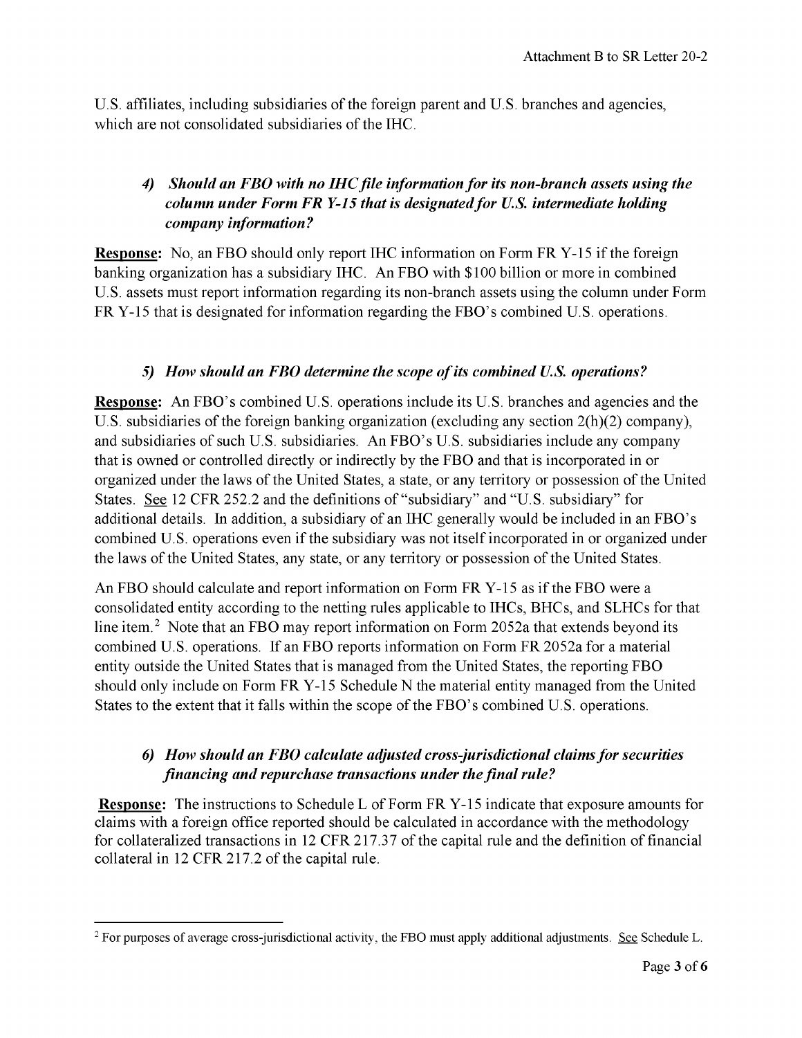U.S. affiliates, including subsidiaries of the foreign parent and U.S. branches and agencies, which are not consolidated subsidiaries of the IHC.

### *4) Should an FBO with no IHC file information for its non-branch assets using the column under Form FR Y-15 that is designated for U.S. intermediate holding company information?*

**Response:** No, an FBO should only report IHC information on Form FR Y-15 if the foreign banking organization has a subsidiary IHC. An FBO with $100 billion or more in combined U.S. assets must report information regarding its non-branch assets using the column under Form FR Y-15 that is designated for information regarding the FBO's combined U.S. operations.

### *5) How should an FBO determine the scope of its combined U.S. operations?*

**Response:** An FBO's combined U.S. operations include its U.S. branches and agencies and the U.S. subsidiaries of the foreign banking organization (excluding any section 2(h)(2) company), and subsidiaries of such U.S. subsidiaries. An FBO's U.S. subsidiaries include any company that is owned or controlled directly or indirectly by the FBO and that is incorporated in or organized under the laws of the United States, a state, or any territory or possession of the United States. See 12 CFR 252.2 and the definitions of "subsidiary" and "U.S. subsidiary" for additional details. In addition, a subsidiary of an IHC generally would be included in an FBO's combined U.S. operations even if the subsidiary was not itself incorporated in or organized under the laws of the United States, any state, or any territory or possession of the United States.

An FBO should calculate and report information on Form FR Y-15 as if the FBO were a consolidated entity according to the netting rules applicable to IHCs, BHCs, and SLHCs for that line item.[2] Note that an FBO may report information on Form 2052a that extends beyond its combined U.S. operations. If an FBO reports information on Form FR 2052a for a material entity outside the United States that is managed from the United States, the reporting FBO should only include on Form FR Y-15 Schedule N the material entity managed from the United States to the extent that it falls within the scope of the FBO's combined U.S. operations.

### *6) How should an FBO calculate adjusted cross-jurisdictional claims for securities financing and repurchase transactions under the final rule?*

**Response:** The instructions to Schedule L of Form FR Y-15 indicate that exposure amounts for claims with a foreign office reported should be calculated in accordance with the methodology for collateralized transactions in 12 CFR 217.37 of the capital rule and the definition of financial collateral in 12 CFR 217.2 of the capital rule.

---

[2] For purposes of average cross-jurisdictional activity, the FBO must apply additional adjustments. See Schedule L.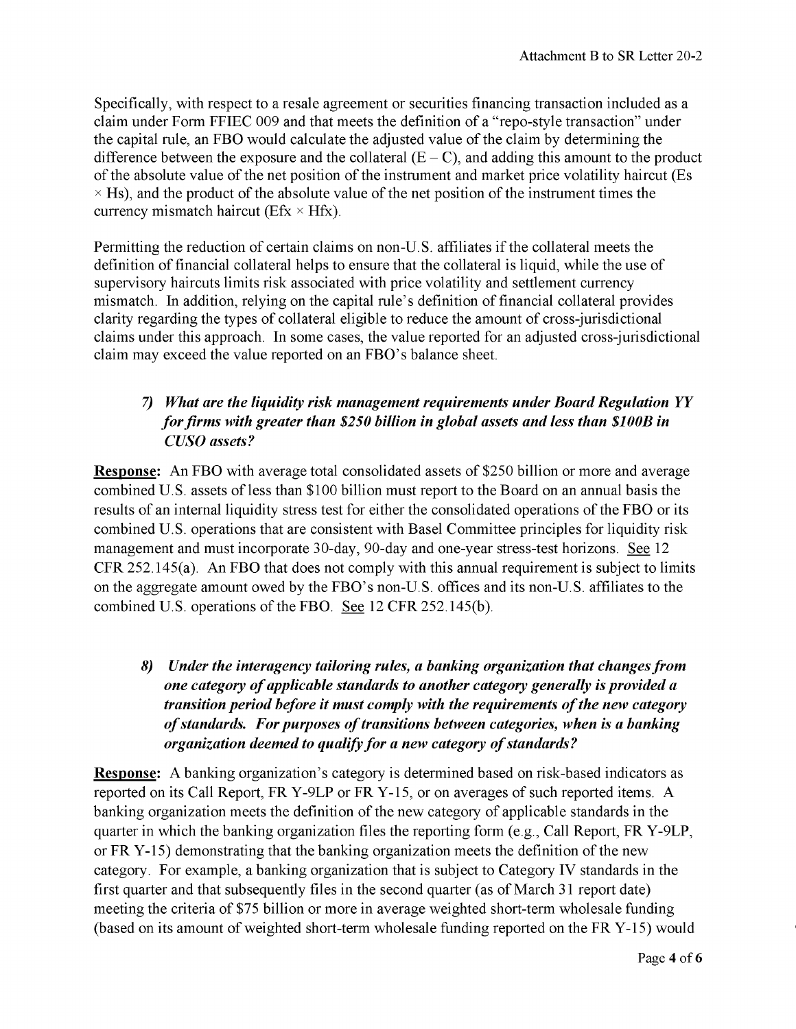Specifically, with respect to a resale agreement or securities financing transaction included as a claim under Form FFIEC 009 and that meets the definition of a "repo-style transaction" under the capital rule, an FBO would calculate the adjusted value of the claim by determining the difference between the exposure and the collateral ($E - C$), and adding this amount to the product of the absolute value of the net position of the instrument and market price volatility haircut ($Es \times Hs$), and the product of the absolute value of the net position of the instrument times the currency mismatch haircut ($Efx \times Hfx$).

Permitting the reduction of certain claims on non-U.S. affiliates if the collateral meets the definition of financial collateral helps to ensure that the collateral is liquid, while the use of supervisory haircuts limits risk associated with price volatility and settlement currency mismatch. In addition, relying on the capital rule's definition of financial collateral provides clarity regarding the types of collateral eligible to reduce the amount of cross-jurisdictional claims under this approach. In some cases, the value reported for an adjusted cross-jurisdictional claim may exceed the value reported on an FBO's balance sheet.

### *7) What are the liquidity risk management requirements under Board Regulation YY for firms with greater than \$250 billion in global assets and less than \$100B in CUSO assets?*

**Response:** An FBO with average total consolidated assets of \$250 billion or more and average combined U.S. assets of less than \$100 billion must report to the Board on an annual basis the results of an internal liquidity stress test for either the consolidated operations of the FBO or its combined U.S. operations that are consistent with Basel Committee principles for liquidity risk management and must incorporate 30-day, 90-day and one-year stress-test horizons. See 12 CFR 252.145(a). An FBO that does not comply with this annual requirement is subject to limits on the aggregate amount owed by the FBO's non-U.S. offices and its non-U.S. affiliates to the combined U.S. operations of the FBO. See 12 CFR 252.145(b).

### *8) Under the interagency tailoring rules, a banking organization that changes from one category of applicable standards to another category generally is provided a transition period before it must comply with the requirements of the new category of standards. For purposes of transitions between categories, when is a banking organization deemed to qualify for a new category of standards?*

**Response:** A banking organization's category is determined based on risk-based indicators as reported on its Call Report, FR Y-9LP or FR Y-15, or on averages of such reported items. A banking organization meets the definition of the new category of applicable standards in the quarter in which the banking organization files the reporting form (e.g., Call Report, FR Y-9LP, or FR Y-15) demonstrating that the banking organization meets the definition of the new category. For example, a banking organization that is subject to Category IV standards in the first quarter and that subsequently files in the second quarter (as of March 31 report date) meeting the criteria of \$75 billion or more in average weighted short-term wholesale funding (based on its amount of weighted short-term wholesale funding reported on the FR Y-15) would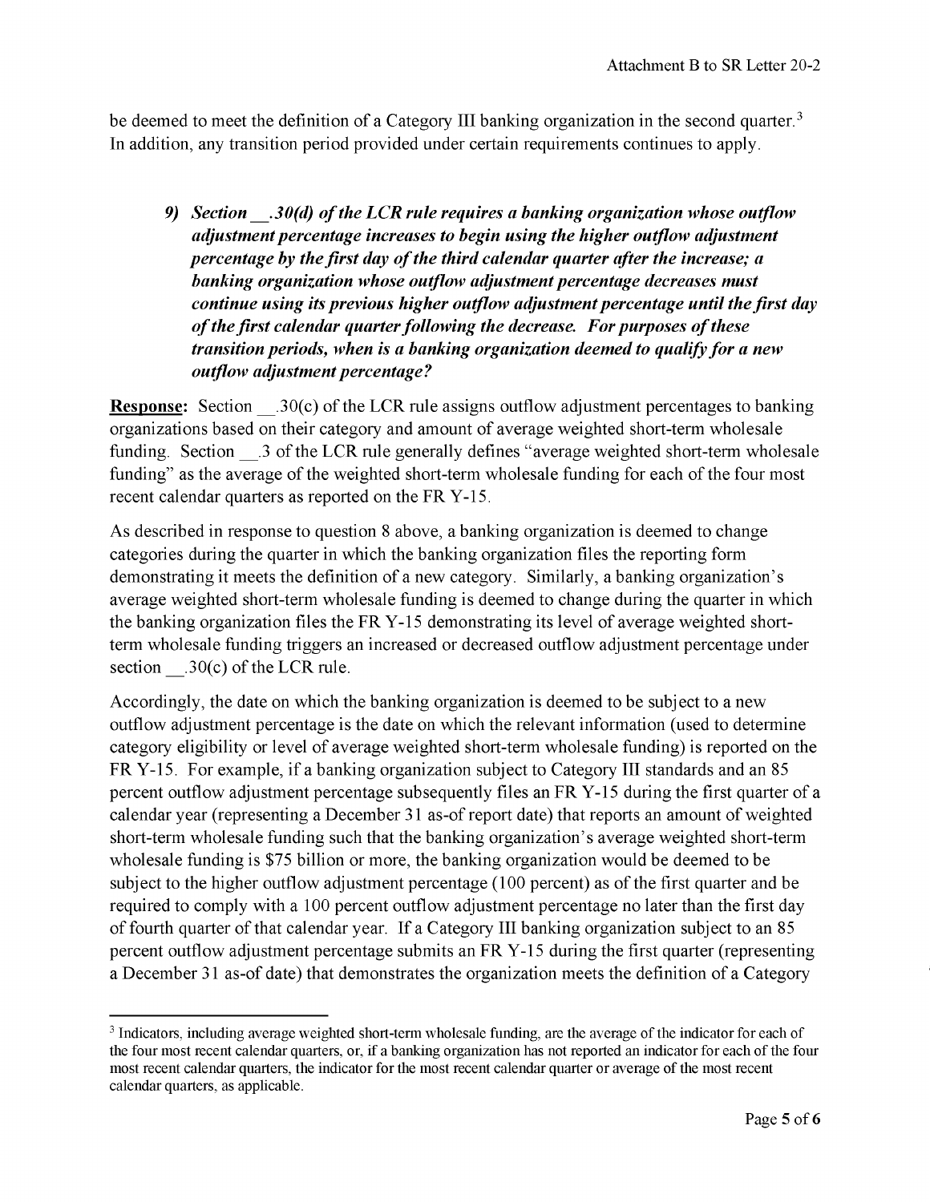be deemed to meet the definition of a Category III banking organization in the second quarter.[3] In addition, any transition period provided under certain requirements continues to apply.

9) ***Section __.30(d) of the LCR rule requires a banking organization whose outflow adjustment percentage increases to begin using the higher outflow adjustment percentage by the first day of the third calendar quarter after the increase; a banking organization whose outflow adjustment percentage decreases must continue using its previous higher outflow adjustment percentage until the first day of the first calendar quarter following the decrease. For purposes of these transition periods, when is a banking organization deemed to qualify for a new outflow adjustment percentage?***

**Response:** Section __.30(c) of the LCR rule assigns outflow adjustment percentages to banking organizations based on their category and amount of average weighted short-term wholesale funding. Section __.3 of the LCR rule generally defines "average weighted short-term wholesale funding" as the average of the weighted short-term wholesale funding for each of the four most recent calendar quarters as reported on the FR Y-15.

As described in response to question 8 above, a banking organization is deemed to change categories during the quarter in which the banking organization files the reporting form demonstrating it meets the definition of a new category. Similarly, a banking organization's average weighted short-term wholesale funding is deemed to change during the quarter in which the banking organization files the FR Y-15 demonstrating its level of average weighted short-term wholesale funding triggers an increased or decreased outflow adjustment percentage under section __.30(c) of the LCR rule.

Accordingly, the date on which the banking organization is deemed to be subject to a new outflow adjustment percentage is the date on which the relevant information (used to determine category eligibility or level of average weighted short-term wholesale funding) is reported on the FR Y-15. For example, if a banking organization subject to Category III standards and an 85 percent outflow adjustment percentage subsequently files an FR Y-15 during the first quarter of a calendar year (representing a December 31 as-of report date) that reports an amount of weighted short-term wholesale funding such that the banking organization's average weighted short-term wholesale funding is \$75 billion or more, the banking organization would be deemed to be subject to the higher outflow adjustment percentage (100 percent) as of the first quarter and be required to comply with a 100 percent outflow adjustment percentage no later than the first day of fourth quarter of that calendar year. If a Category III banking organization subject to an 85 percent outflow adjustment percentage submits an FR Y-15 during the first quarter (representing a December 31 as-of date) that demonstrates the organization meets the definition of a Category

---

[3] Indicators, including average weighted short-term wholesale funding, are the average of the indicator for each of the four most recent calendar quarters, or, if a banking organization has not reported an indicator for each of the four most recent calendar quarters, the indicator for the most recent calendar quarter or average of the most recent calendar quarters, as applicable.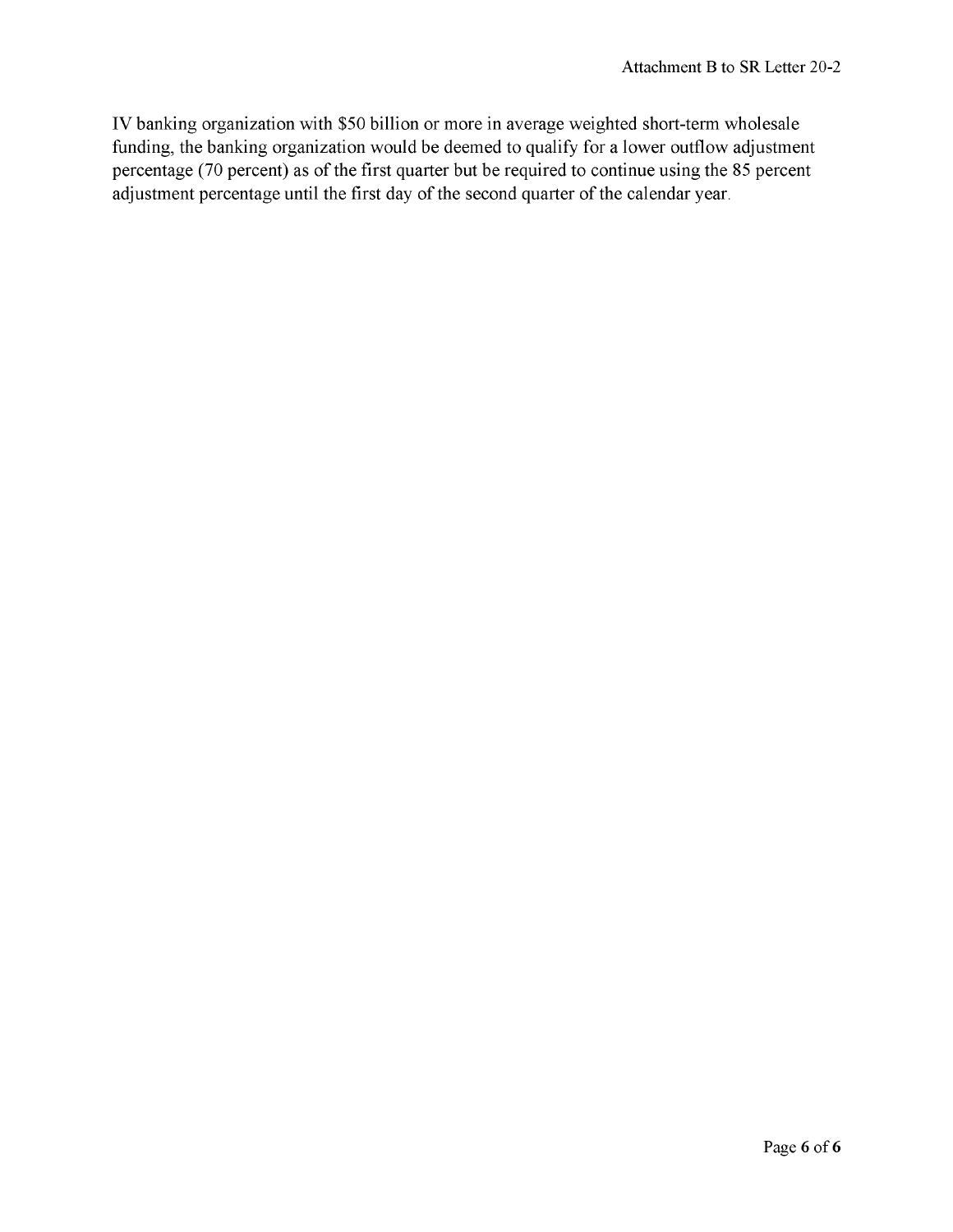IV banking organization with $50 billion or more in average weighted short-term wholesale funding, the banking organization would be deemed to qualify for a lower outflow adjustment percentage (70 percent) as of the first quarter but be required to continue using the 85 percent adjustment percentage until the first day of the second quarter of the calendar year.